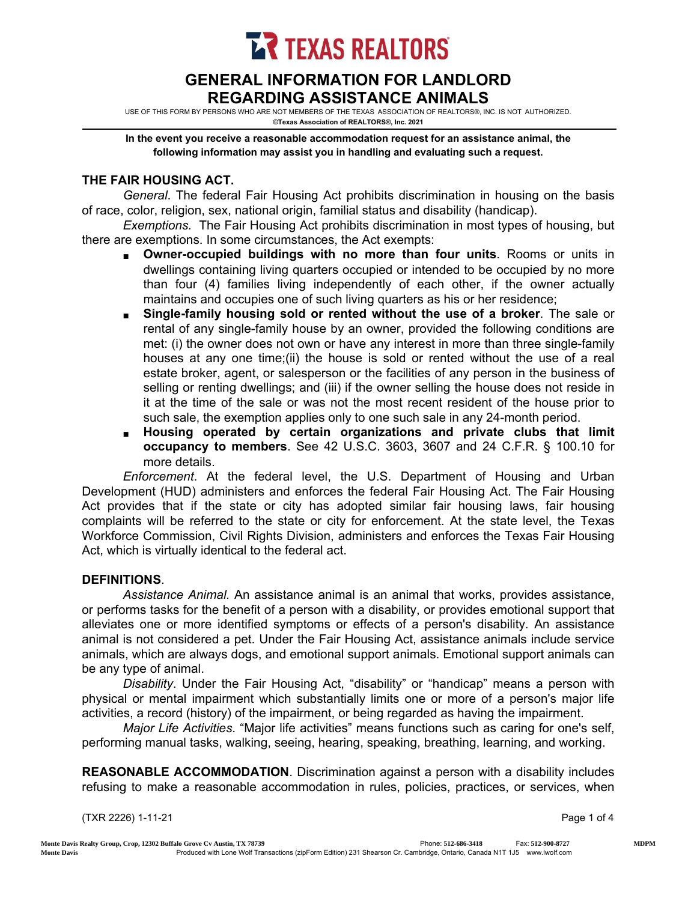TEXAS REALTORS

# GENERAL INFORMATION FOR LANDLORD REGARDING ASSISTANCE ANIMALS

USE OF THIS FORM BY PERSONS WHO ARE NOT MEMBERS OF THE TEXAS ASSOCIATION OF REALTORS®, INC. IS NOT AUTHORIZED.
**©Texas Association of REALTORS®, Inc. 2021**

**In the event you receive a reasonable accommodation request for an assistance animal, the following information may assist you in handling and evaluating such a request.**

## THE FAIR HOUSING ACT.

*General*. The federal Fair Housing Act prohibits discrimination in housing on the basis of race, color, religion, sex, national origin, familial status and disability (handicap).

*Exemptions.* The Fair Housing Act prohibits discrimination in most types of housing, but there are exemptions. In some circumstances, the Act exempts:

- **Owner-occupied buildings with no more than four units**. Rooms or units in dwellings containing living quarters occupied or intended to be occupied by no more than four (4) families living independently of each other, if the owner actually maintains and occupies one of such living quarters as his or her residence;
- **Single-family housing sold or rented without the use of a broker**. The sale or rental of any single-family house by an owner, provided the following conditions are met: (i) the owner does not own or have any interest in more than three single-family houses at any one time;(ii) the house is sold or rented without the use of a real estate broker, agent, or salesperson or the facilities of any person in the business of selling or renting dwellings; and (iii) if the owner selling the house does not reside in it at the time of the sale or was not the most recent resident of the house prior to such sale, the exemption applies only to one such sale in any 24-month period.
- **Housing operated by certain organizations and private clubs that limit occupancy to members**. See 42 U.S.C. 3603, 3607 and 24 C.F.R. § 100.10 for more details.

*Enforcement*. At the federal level, the U.S. Department of Housing and Urban Development (HUD) administers and enforces the federal Fair Housing Act. The Fair Housing Act provides that if the state or city has adopted similar fair housing laws, fair housing complaints will be referred to the state or city for enforcement. At the state level, the Texas Workforce Commission, Civil Rights Division, administers and enforces the Texas Fair Housing Act, which is virtually identical to the federal act.

## DEFINITIONS.

*Assistance Animal.* An assistance animal is an animal that works, provides assistance, or performs tasks for the benefit of a person with a disability, or provides emotional support that alleviates one or more identified symptoms or effects of a person's disability. An assistance animal is not considered a pet. Under the Fair Housing Act, assistance animals include service animals, which are always dogs, and emotional support animals. Emotional support animals can be any type of animal.

*Disability*. Under the Fair Housing Act, "disability" or "handicap" means a person with physical or mental impairment which substantially limits one or more of a person's major life activities, a record (history) of the impairment, or being regarded as having the impairment.

*Major Life Activities*. "Major life activities" means functions such as caring for one's self, performing manual tasks, walking, seeing, hearing, speaking, breathing, learning, and working.

**REASONABLE ACCOMMODATION**. Discrimination against a person with a disability includes refusing to make a reasonable accommodation in rules, policies, practices, or services, when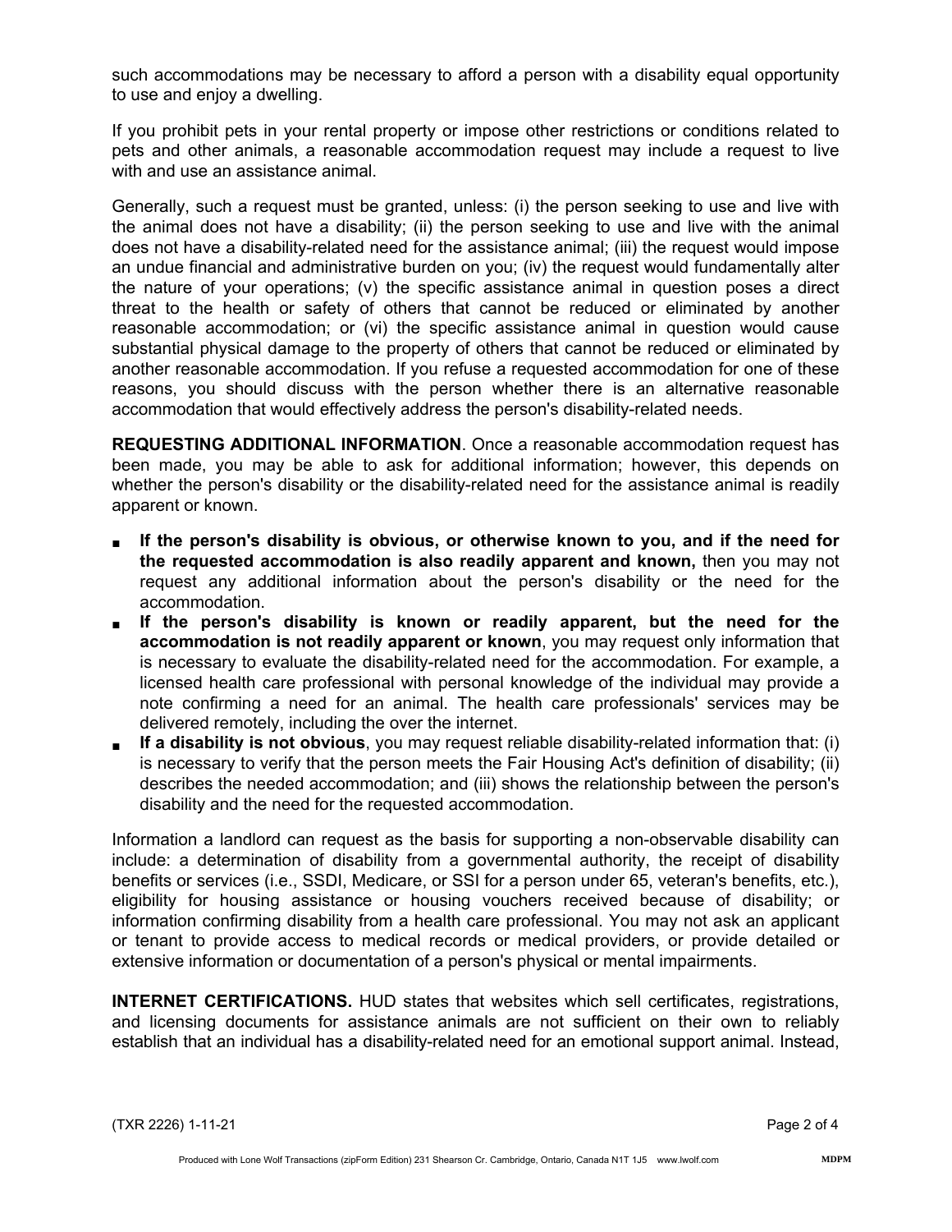such accommodations may be necessary to afford a person with a disability equal opportunity to use and enjoy a dwelling.

If you prohibit pets in your rental property or impose other restrictions or conditions related to pets and other animals, a reasonable accommodation request may include a request to live with and use an assistance animal.

Generally, such a request must be granted, unless: (i) the person seeking to use and live with the animal does not have a disability; (ii) the person seeking to use and live with the animal does not have a disability-related need for the assistance animal; (iii) the request would impose an undue financial and administrative burden on you; (iv) the request would fundamentally alter the nature of your operations; (v) the specific assistance animal in question poses a direct threat to the health or safety of others that cannot be reduced or eliminated by another reasonable accommodation; or (vi) the specific assistance animal in question would cause substantial physical damage to the property of others that cannot be reduced or eliminated by another reasonable accommodation. If you refuse a requested accommodation for one of these reasons, you should discuss with the person whether there is an alternative reasonable accommodation that would effectively address the person's disability-related needs.

**REQUESTING ADDITIONAL INFORMATION**. Once a reasonable accommodation request has been made, you may be able to ask for additional information; however, this depends on whether the person's disability or the disability-related need for the assistance animal is readily apparent or known.

- **If the person's disability is obvious, or otherwise known to you, and if the need for the requested accommodation is also readily apparent and known,** then you may not request any additional information about the person's disability or the need for the accommodation.
- **If the person's disability is known or readily apparent, but the need for the accommodation is not readily apparent or known**, you may request only information that is necessary to evaluate the disability-related need for the accommodation. For example, a licensed health care professional with personal knowledge of the individual may provide a note confirming a need for an animal. The health care professionals' services may be delivered remotely, including the over the internet.
- **If a disability is not obvious**, you may request reliable disability-related information that: (i) is necessary to verify that the person meets the Fair Housing Act's definition of disability; (ii) describes the needed accommodation; and (iii) shows the relationship between the person's disability and the need for the requested accommodation.

Information a landlord can request as the basis for supporting a non-observable disability can include: a determination of disability from a governmental authority, the receipt of disability benefits or services (i.e., SSDI, Medicare, or SSI for a person under 65, veteran's benefits, etc.), eligibility for housing assistance or housing vouchers received because of disability; or information confirming disability from a health care professional. You may not ask an applicant or tenant to provide access to medical records or medical providers, or provide detailed or extensive information or documentation of a person's physical or mental impairments.

**INTERNET CERTIFICATIONS.** HUD states that websites which sell certificates, registrations, and licensing documents for assistance animals are not sufficient on their own to reliably establish that an individual has a disability-related need for an emotional support animal. Instead,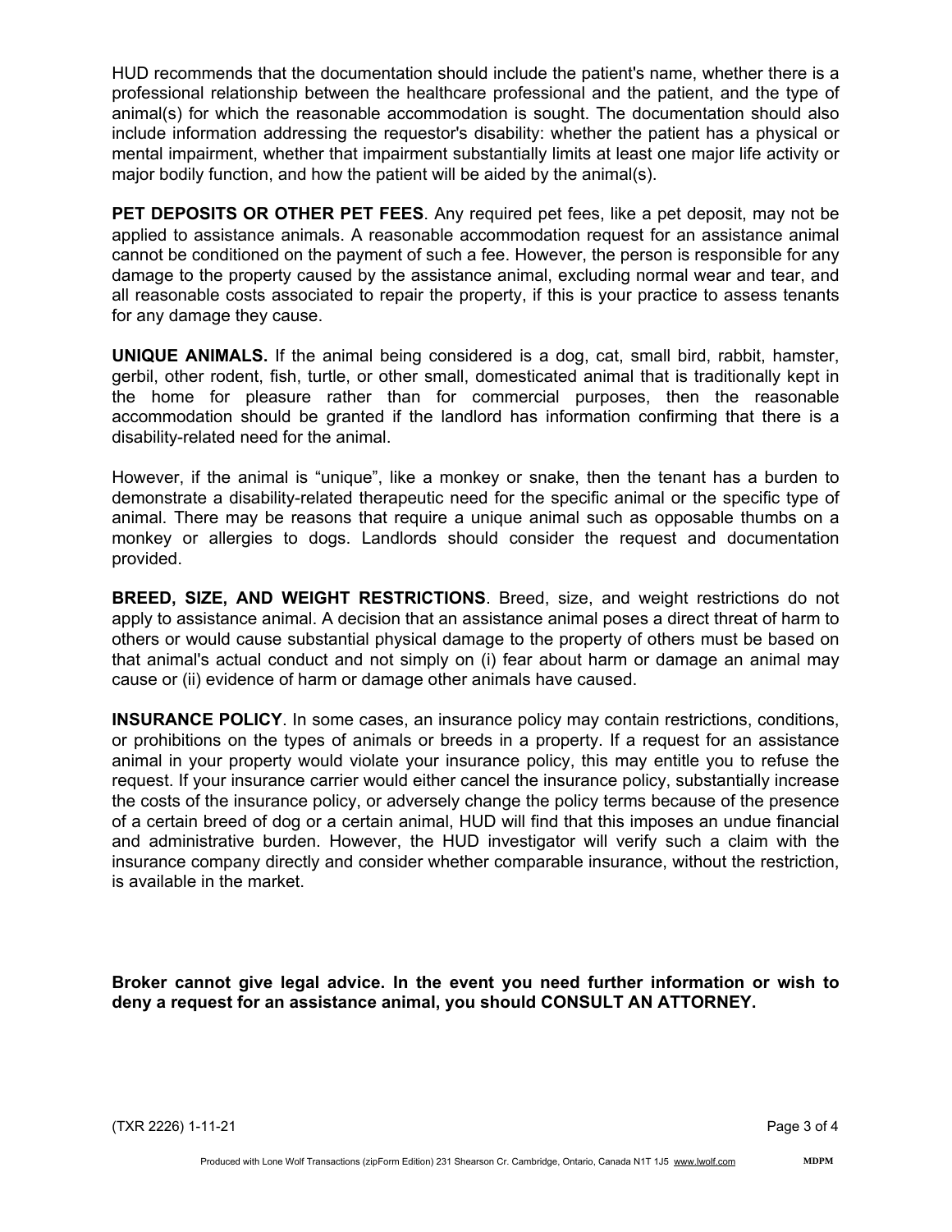HUD recommends that the documentation should include the patient's name, whether there is a professional relationship between the healthcare professional and the patient, and the type of animal(s) for which the reasonable accommodation is sought. The documentation should also include information addressing the requestor's disability: whether the patient has a physical or mental impairment, whether that impairment substantially limits at least one major life activity or major bodily function, and how the patient will be aided by the animal(s).

**PET DEPOSITS OR OTHER PET FEES**. Any required pet fees, like a pet deposit, may not be applied to assistance animals. A reasonable accommodation request for an assistance animal cannot be conditioned on the payment of such a fee. However, the person is responsible for any damage to the property caused by the assistance animal, excluding normal wear and tear, and all reasonable costs associated to repair the property, if this is your practice to assess tenants for any damage they cause.

**UNIQUE ANIMALS.** If the animal being considered is a dog, cat, small bird, rabbit, hamster, gerbil, other rodent, fish, turtle, or other small, domesticated animal that is traditionally kept in the home for pleasure rather than for commercial purposes, then the reasonable accommodation should be granted if the landlord has information confirming that there is a disability-related need for the animal.

However, if the animal is "unique", like a monkey or snake, then the tenant has a burden to demonstrate a disability-related therapeutic need for the specific animal or the specific type of animal. There may be reasons that require a unique animal such as opposable thumbs on a monkey or allergies to dogs. Landlords should consider the request and documentation provided.

**BREED, SIZE, AND WEIGHT RESTRICTIONS**. Breed, size, and weight restrictions do not apply to assistance animal. A decision that an assistance animal poses a direct threat of harm to others or would cause substantial physical damage to the property of others must be based on that animal's actual conduct and not simply on (i) fear about harm or damage an animal may cause or (ii) evidence of harm or damage other animals have caused.

**INSURANCE POLICY**. In some cases, an insurance policy may contain restrictions, conditions, or prohibitions on the types of animals or breeds in a property. If a request for an assistance animal in your property would violate your insurance policy, this may entitle you to refuse the request. If your insurance carrier would either cancel the insurance policy, substantially increase the costs of the insurance policy, or adversely change the policy terms because of the presence of a certain breed of dog or a certain animal, HUD will find that this imposes an undue financial and administrative burden. However, the HUD investigator will verify such a claim with the insurance company directly and consider whether comparable insurance, without the restriction, is available in the market.

**Broker cannot give legal advice. In the event you need further information or wish to deny a request for an assistance animal, you should CONSULT AN ATTORNEY.**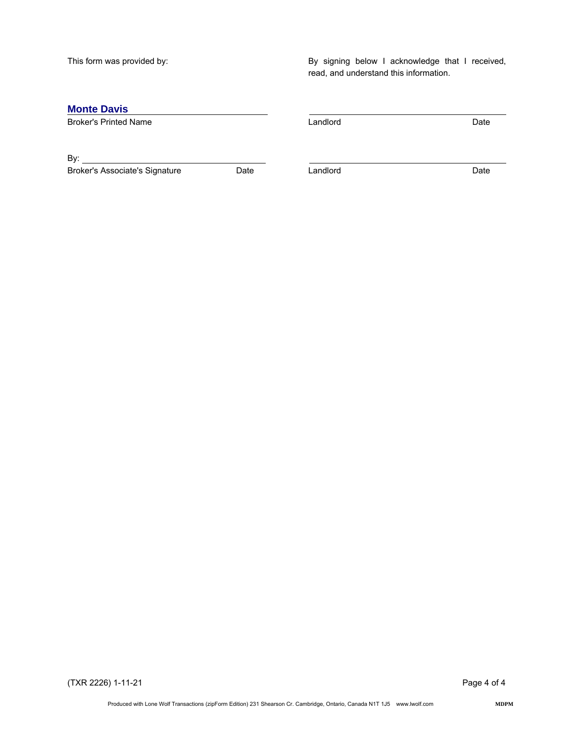This form was provided by:

By signing below I acknowledge that I received, read, and understand this information.

**Monte Davis**
Broker's Printed Name

Landlord                                        Date

By: ______________________________
Broker's Associate's Signature          Date

Landlord                                        Date

(TXR 2226) 1-11-21

Produced with Lone Wolf Transactions (zipForm Edition) 231 Shearson Cr. Cambridge, Ontario, Canada N1T 1J5 www.lwolf.com MDPM